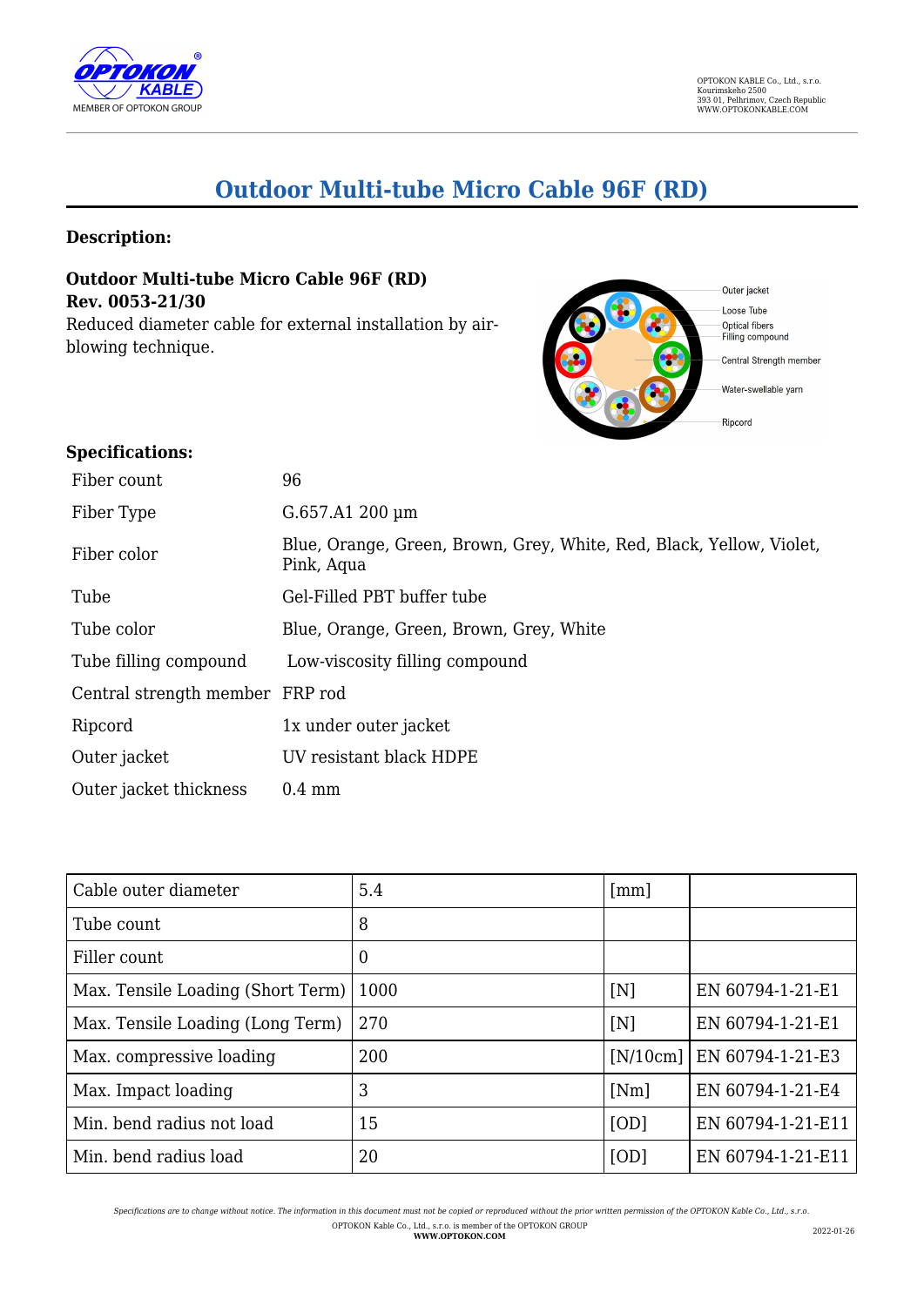# Outdoor Multi-tube Micro Cable 96F (RD)

## Description:

**Outdoor Multi-tube Micro Cable 96F (RD)**
**Rev. 0053-21/30**

Reduced diameter cable for external installation by air-blowing technique.

## Specifications:

| | |
|---|---|
| Fiber count | 96 |
| Fiber Type | G.657.A1 200 µm |
| Fiber color | Blue, Orange, Green, Brown, Grey, White, Red, Black, Yellow, Violet, Pink, Aqua |
| Tube | Gel-Filled PBT buffer tube |
| Tube color | Blue, Orange, Green, Brown, Grey, White |
| Tube filling compound | Low-viscosity filling compound |
| Central strength member | FRP rod |
| Ripcord | 1x under outer jacket |
| Outer jacket | UV resistant black HDPE |
| Outer jacket thickness | 0.4 mm |

| | | | |
|---|---|---|---|
| Cable outer diameter | 5.4 | [mm] | |
| Tube count | 8 | | |
| Filler count | 0 | | |
| Max. Tensile Loading (Short Term) | 1000 | [N] | EN 60794-1-21-E1 |
| Max. Tensile Loading (Long Term) | 270 | [N] | EN 60794-1-21-E1 |
| Max. compressive loading | 200 | [N/10cm] | EN 60794-1-21-E3 |
| Max. Impact loading | 3 | [Nm] | EN 60794-1-21-E4 |
| Min. bend radius not load | 15 | [OD] | EN 60794-1-21-E11 |
| Min. bend radius load | 20 | [OD] | EN 60794-1-21-E11 |

*Specifications are to change without notice. The information in this document must not be copied or reproduced without the prior written permission of the OPTOKON Kable Co., Ltd., s.r.o.*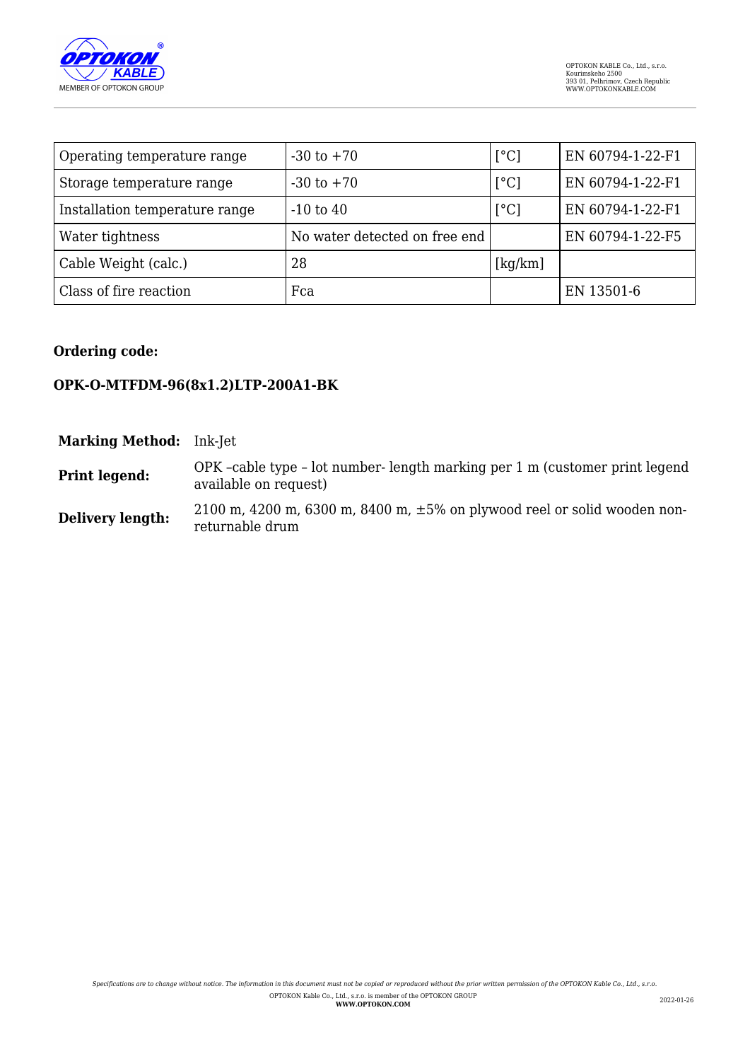| | | | |
|---|---|---|---|
| Operating temperature range | -30 to +70 | [°C] | EN 60794-1-22-F1 |
| Storage temperature range | -30 to +70 | [°C] | EN 60794-1-22-F1 |
| Installation temperature range | -10 to 40 | [°C] | EN 60794-1-22-F1 |
| Water tightness | No water detected on free end | | EN 60794-1-22-F5 |
| Cable Weight (calc.) | 28 | [kg/km] | |
| Class of fire reaction | Fca | | EN 13501-6 |

**Ordering code:**

**OPK-O-MTFDM-96(8x1.2)LTP-200A1-BK**

**Marking Method:** Ink-Jet

**Print legend:** OPK –cable type – lot number- length marking per 1 m (customer print legend available on request)

**Delivery length:** 2100 m, 4200 m, 6300 m, 8400 m, ±5% on plywood reel or solid wooden non-returnable drum

*Specifications are to change without notice. The information in this document must not be copied or reproduced without the prior written permission of the OPTOKON Kable Co., Ltd., s.r.o.*